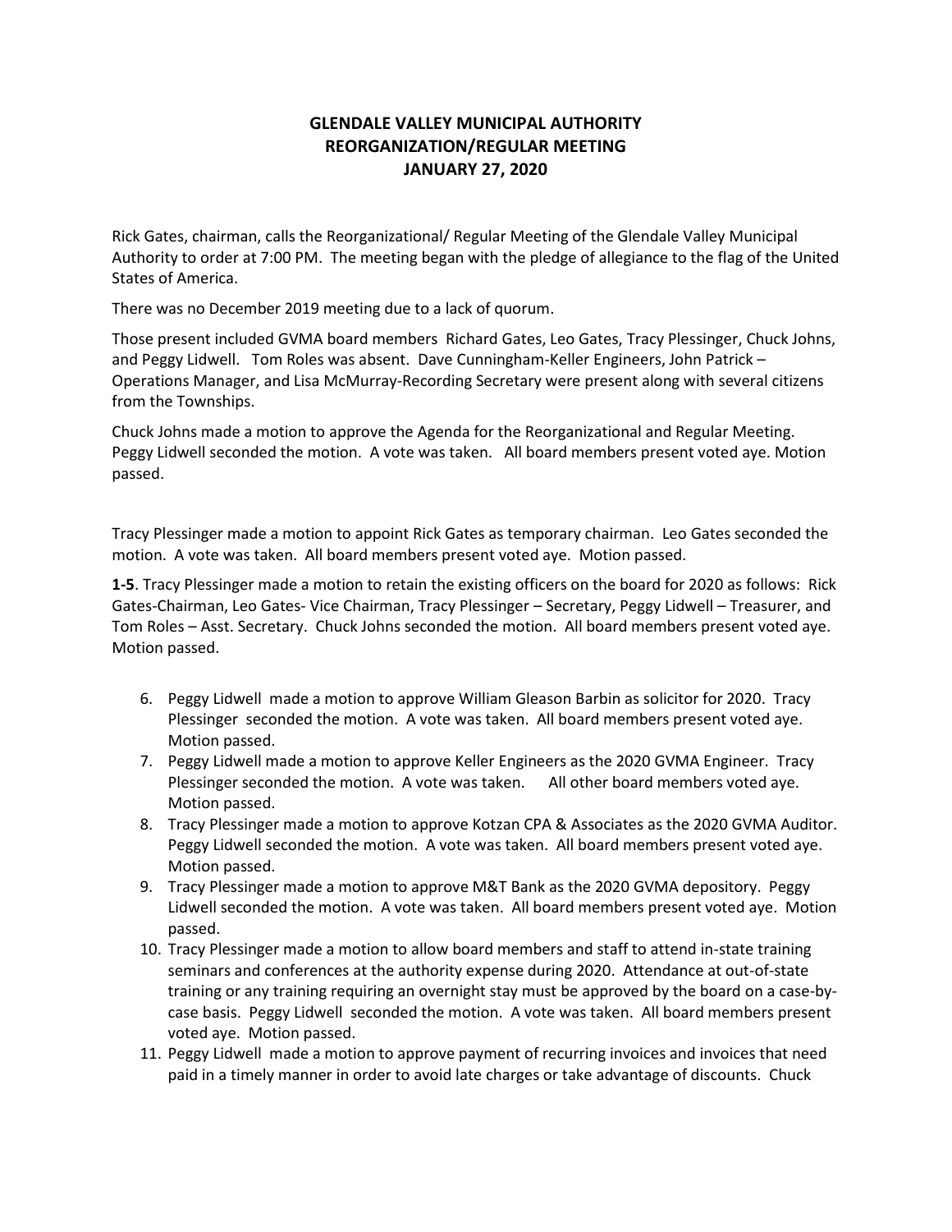# GLENDALE VALLEY MUNICIPAL AUTHORITY
## REORGANIZATION/REGULAR MEETING
## JANUARY 27, 2020

Rick Gates, chairman, calls the Reorganizational/ Regular Meeting of the Glendale Valley Municipal Authority to order at 7:00 PM. The meeting began with the pledge of allegiance to the flag of the United States of America.

There was no December 2019 meeting due to a lack of quorum.

Those present included GVMA board members Richard Gates, Leo Gates, Tracy Plessinger, Chuck Johns, and Peggy Lidwell. Tom Roles was absent. Dave Cunningham-Keller Engineers, John Patrick – Operations Manager, and Lisa McMurray-Recording Secretary were present along with several citizens from the Townships.

Chuck Johns made a motion to approve the Agenda for the Reorganizational and Regular Meeting. Peggy Lidwell seconded the motion. A vote was taken. All board members present voted aye. Motion passed.

Tracy Plessinger made a motion to appoint Rick Gates as temporary chairman. Leo Gates seconded the motion. A vote was taken. All board members present voted aye. Motion passed.

**1-5**. Tracy Plessinger made a motion to retain the existing officers on the board for 2020 as follows: Rick Gates-Chairman, Leo Gates- Vice Chairman, Tracy Plessinger – Secretary, Peggy Lidwell – Treasurer, and Tom Roles – Asst. Secretary. Chuck Johns seconded the motion. All board members present voted aye. Motion passed.

6. Peggy Lidwell made a motion to approve William Gleason Barbin as solicitor for 2020. Tracy Plessinger seconded the motion. A vote was taken. All board members present voted aye. Motion passed.
7. Peggy Lidwell made a motion to approve Keller Engineers as the 2020 GVMA Engineer. Tracy Plessinger seconded the motion. A vote was taken. All other board members voted aye. Motion passed.
8. Tracy Plessinger made a motion to approve Kotzan CPA & Associates as the 2020 GVMA Auditor. Peggy Lidwell seconded the motion. A vote was taken. All board members present voted aye. Motion passed.
9. Tracy Plessinger made a motion to approve M&T Bank as the 2020 GVMA depository. Peggy Lidwell seconded the motion. A vote was taken. All board members present voted aye. Motion passed.
10. Tracy Plessinger made a motion to allow board members and staff to attend in-state training seminars and conferences at the authority expense during 2020. Attendance at out-of-state training or any training requiring an overnight stay must be approved by the board on a case-by-case basis. Peggy Lidwell seconded the motion. A vote was taken. All board members present voted aye. Motion passed.
11. Peggy Lidwell made a motion to approve payment of recurring invoices and invoices that need paid in a timely manner in order to avoid late charges or take advantage of discounts. Chuck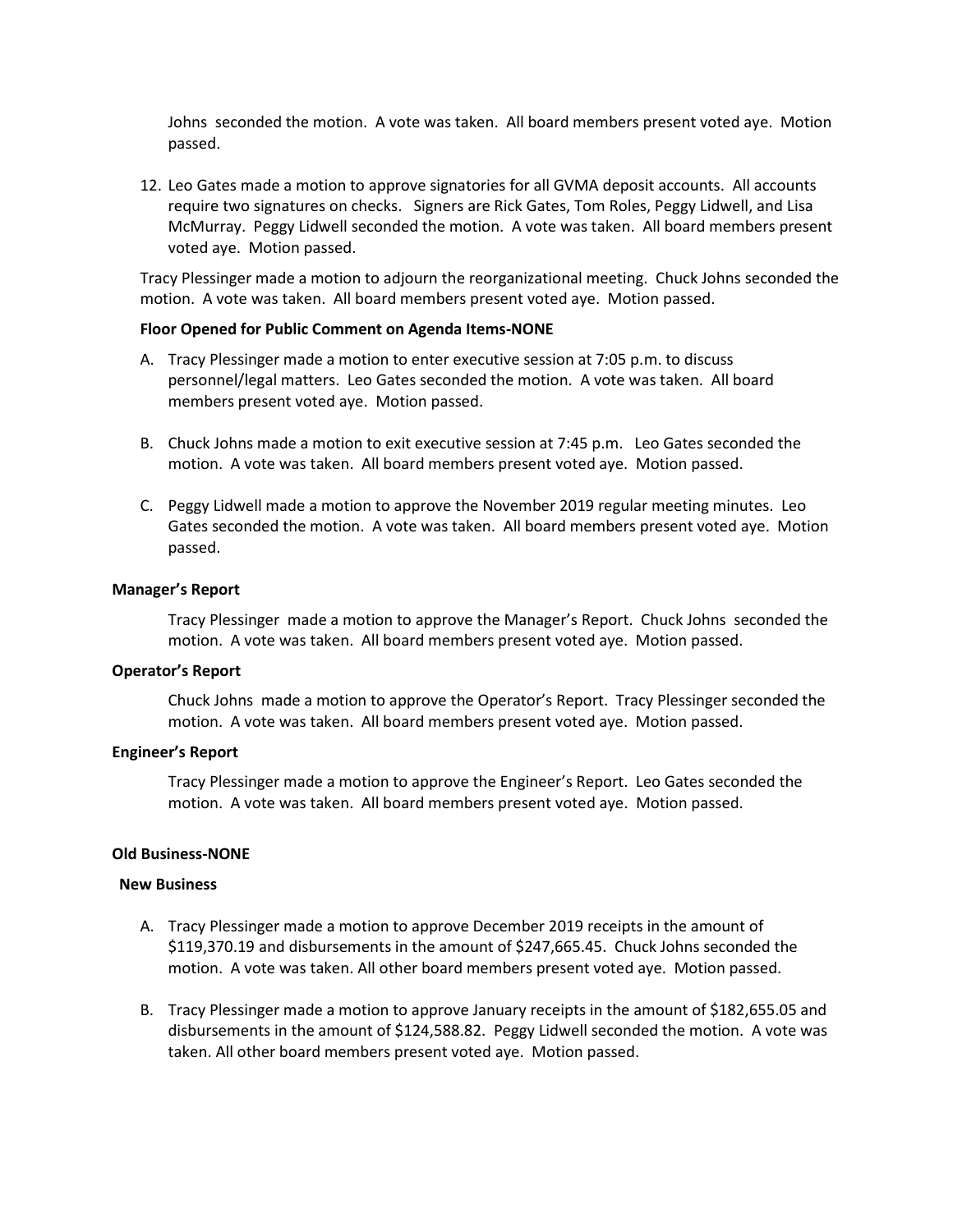Johns seconded the motion. A vote was taken. All board members present voted aye. Motion passed.

12. Leo Gates made a motion to approve signatories for all GVMA deposit accounts. All accounts require two signatures on checks. Signers are Rick Gates, Tom Roles, Peggy Lidwell, and Lisa McMurray. Peggy Lidwell seconded the motion. A vote was taken. All board members present voted aye. Motion passed.

Tracy Plessinger made a motion to adjourn the reorganizational meeting. Chuck Johns seconded the motion. A vote was taken. All board members present voted aye. Motion passed.

**Floor Opened for Public Comment on Agenda Items-NONE**

A. Tracy Plessinger made a motion to enter executive session at 7:05 p.m. to discuss personnel/legal matters. Leo Gates seconded the motion. A vote was taken. All board members present voted aye. Motion passed.

B. Chuck Johns made a motion to exit executive session at 7:45 p.m. Leo Gates seconded the motion. A vote was taken. All board members present voted aye. Motion passed.

C. Peggy Lidwell made a motion to approve the November 2019 regular meeting minutes. Leo Gates seconded the motion. A vote was taken. All board members present voted aye. Motion passed.

**Manager's Report**

Tracy Plessinger made a motion to approve the Manager's Report. Chuck Johns seconded the motion. A vote was taken. All board members present voted aye. Motion passed.

**Operator's Report**

Chuck Johns made a motion to approve the Operator's Report. Tracy Plessinger seconded the motion. A vote was taken. All board members present voted aye. Motion passed.

**Engineer's Report**

Tracy Plessinger made a motion to approve the Engineer's Report. Leo Gates seconded the motion. A vote was taken. All board members present voted aye. Motion passed.

**Old Business-NONE**

**New Business**

A. Tracy Plessinger made a motion to approve December 2019 receipts in the amount of $119,370.19 and disbursements in the amount of $247,665.45. Chuck Johns seconded the motion. A vote was taken. All other board members present voted aye. Motion passed.

B. Tracy Plessinger made a motion to approve January receipts in the amount of $182,655.05 and disbursements in the amount of $124,588.82. Peggy Lidwell seconded the motion. A vote was taken. All other board members present voted aye. Motion passed.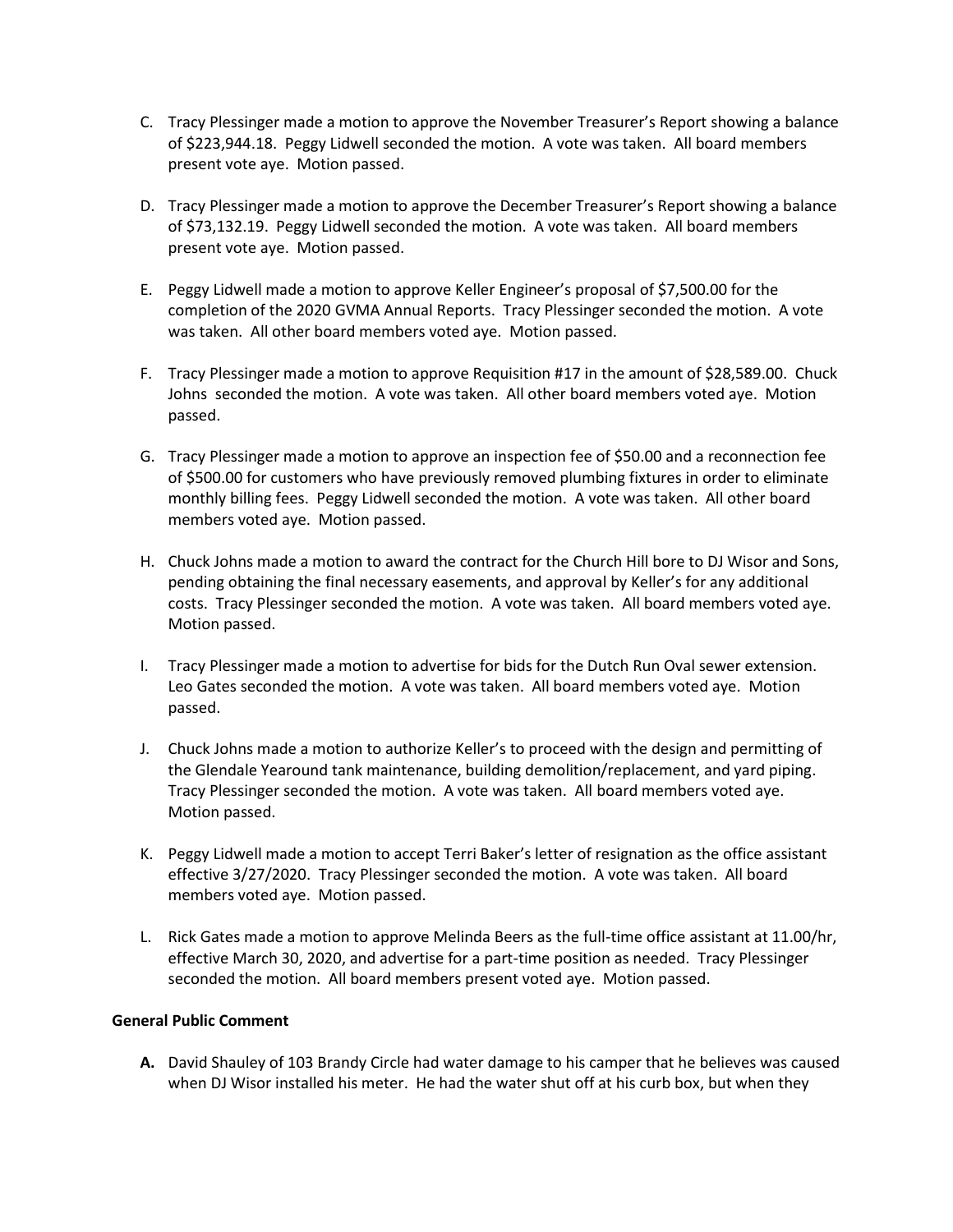C. Tracy Plessinger made a motion to approve the November Treasurer's Report showing a balance of $223,944.18. Peggy Lidwell seconded the motion. A vote was taken. All board members present vote aye. Motion passed.

D. Tracy Plessinger made a motion to approve the December Treasurer's Report showing a balance of $73,132.19. Peggy Lidwell seconded the motion. A vote was taken. All board members present vote aye. Motion passed.

E. Peggy Lidwell made a motion to approve Keller Engineer's proposal of $7,500.00 for the completion of the 2020 GVMA Annual Reports. Tracy Plessinger seconded the motion. A vote was taken. All other board members voted aye. Motion passed.

F. Tracy Plessinger made a motion to approve Requisition #17 in the amount of $28,589.00. Chuck Johns seconded the motion. A vote was taken. All other board members voted aye. Motion passed.

G. Tracy Plessinger made a motion to approve an inspection fee of $50.00 and a reconnection fee of $500.00 for customers who have previously removed plumbing fixtures in order to eliminate monthly billing fees. Peggy Lidwell seconded the motion. A vote was taken. All other board members voted aye. Motion passed.

H. Chuck Johns made a motion to award the contract for the Church Hill bore to DJ Wisor and Sons, pending obtaining the final necessary easements, and approval by Keller's for any additional costs. Tracy Plessinger seconded the motion. A vote was taken. All board members voted aye. Motion passed.

I. Tracy Plessinger made a motion to advertise for bids for the Dutch Run Oval sewer extension. Leo Gates seconded the motion. A vote was taken. All board members voted aye. Motion passed.

J. Chuck Johns made a motion to authorize Keller's to proceed with the design and permitting of the Glendale Yearound tank maintenance, building demolition/replacement, and yard piping. Tracy Plessinger seconded the motion. A vote was taken. All board members voted aye. Motion passed.

K. Peggy Lidwell made a motion to accept Terri Baker's letter of resignation as the office assistant effective 3/27/2020. Tracy Plessinger seconded the motion. A vote was taken. All board members voted aye. Motion passed.

L. Rick Gates made a motion to approve Melinda Beers as the full-time office assistant at 11.00/hr, effective March 30, 2020, and advertise for a part-time position as needed. Tracy Plessinger seconded the motion. All board members present voted aye. Motion passed.

**General Public Comment**

**A.** David Shauley of 103 Brandy Circle had water damage to his camper that he believes was caused when DJ Wisor installed his meter. He had the water shut off at his curb box, but when they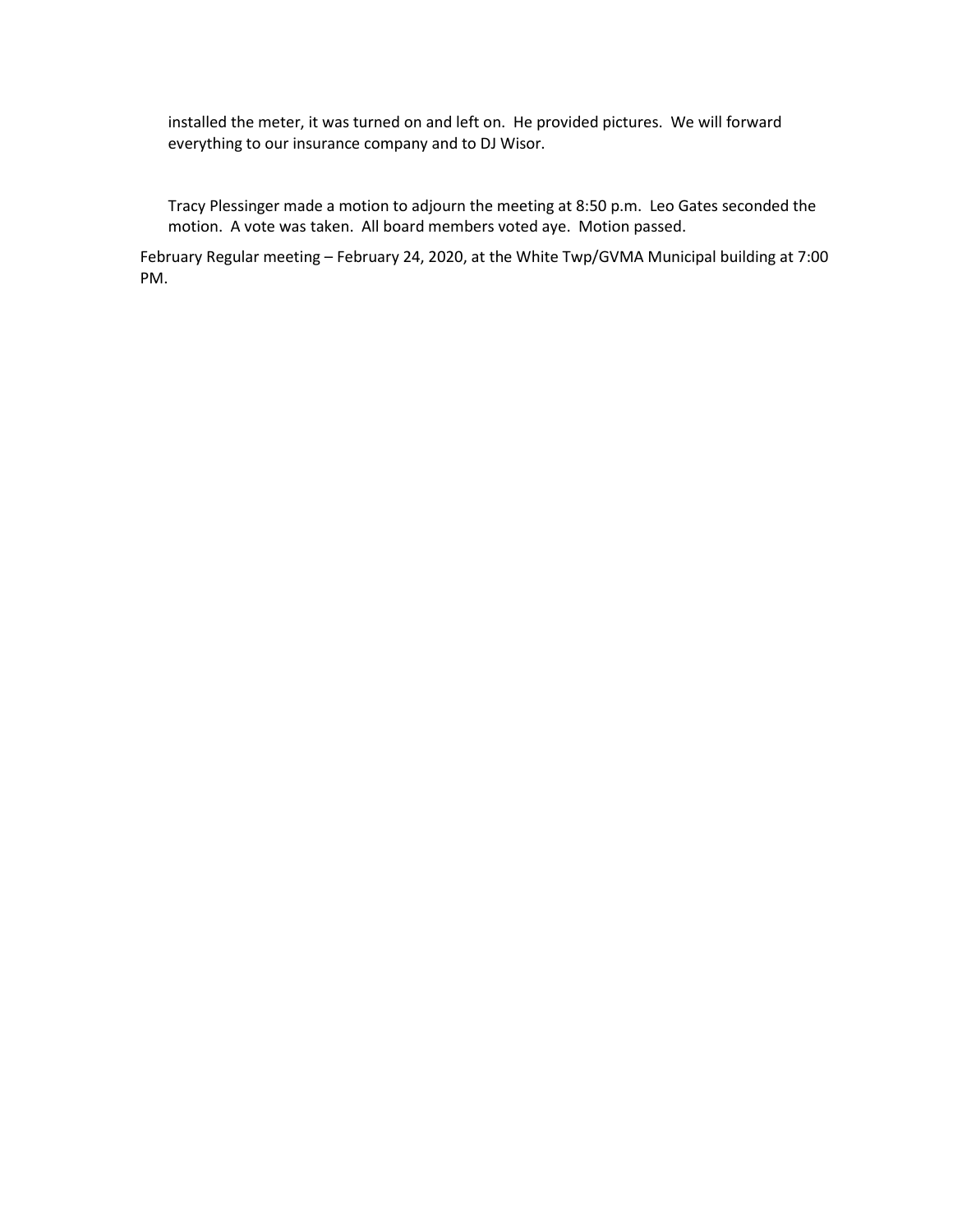installed the meter, it was turned on and left on. He provided pictures. We will forward everything to our insurance company and to DJ Wisor.

Tracy Plessinger made a motion to adjourn the meeting at 8:50 p.m. Leo Gates seconded the motion. A vote was taken. All board members voted aye. Motion passed.

February Regular meeting – February 24, 2020, at the White Twp/GVMA Municipal building at 7:00 PM.